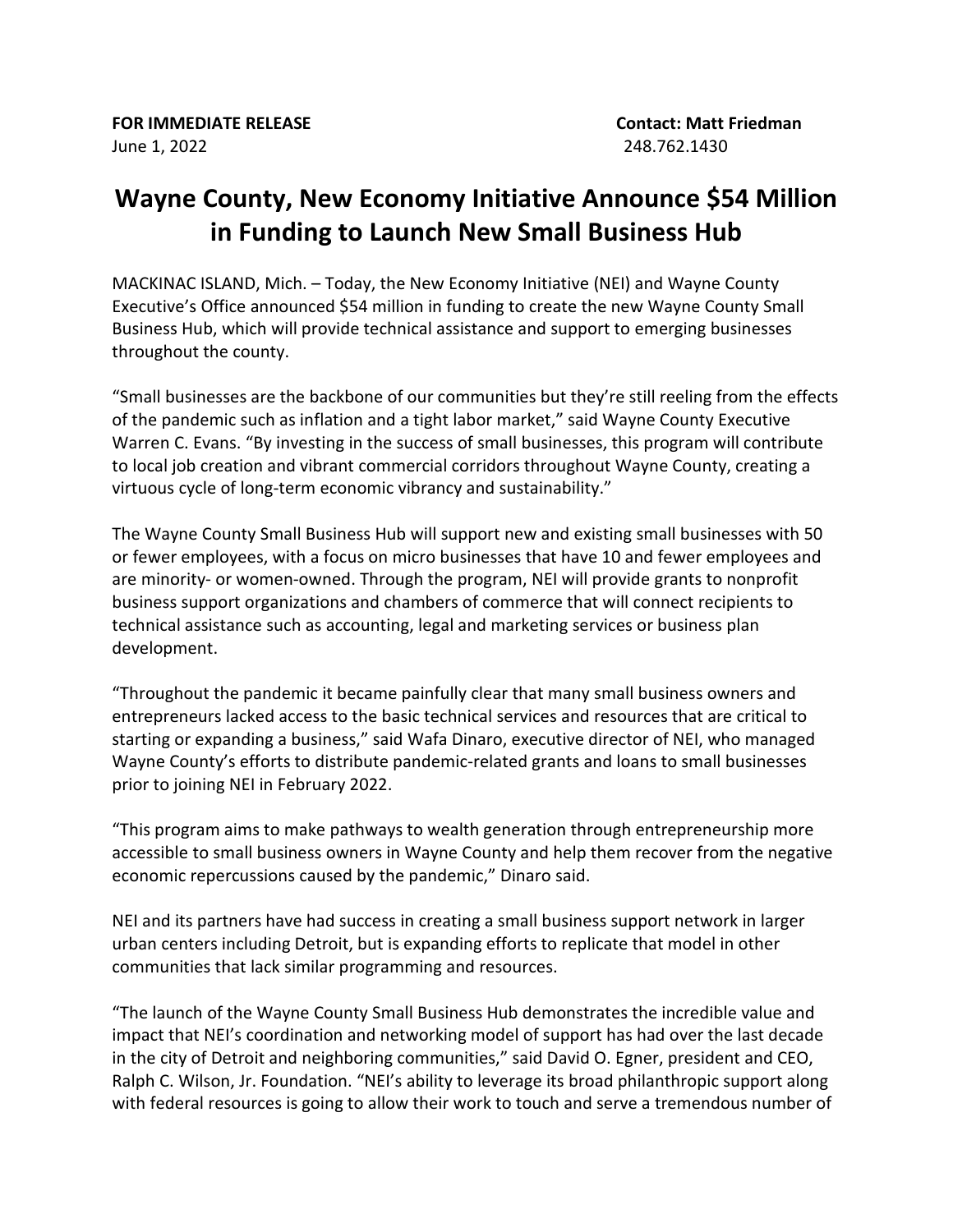**FOR IMMEDIATE RELEASE**
June 1, 2022

**Contact: Matt Friedman**
248.762.1430

# Wayne County, New Economy Initiative Announce $54 Million in Funding to Launch New Small Business Hub

MACKINAC ISLAND, Mich. – Today, the New Economy Initiative (NEI) and Wayne County Executive's Office announced $54 million in funding to create the new Wayne County Small Business Hub, which will provide technical assistance and support to emerging businesses throughout the county.

"Small businesses are the backbone of our communities but they're still reeling from the effects of the pandemic such as inflation and a tight labor market," said Wayne County Executive Warren C. Evans. "By investing in the success of small businesses, this program will contribute to local job creation and vibrant commercial corridors throughout Wayne County, creating a virtuous cycle of long-term economic vibrancy and sustainability."

The Wayne County Small Business Hub will support new and existing small businesses with 50 or fewer employees, with a focus on micro businesses that have 10 and fewer employees and are minority- or women-owned. Through the program, NEI will provide grants to nonprofit business support organizations and chambers of commerce that will connect recipients to technical assistance such as accounting, legal and marketing services or business plan development.

"Throughout the pandemic it became painfully clear that many small business owners and entrepreneurs lacked access to the basic technical services and resources that are critical to starting or expanding a business," said Wafa Dinaro, executive director of NEI, who managed Wayne County's efforts to distribute pandemic-related grants and loans to small businesses prior to joining NEI in February 2022.

"This program aims to make pathways to wealth generation through entrepreneurship more accessible to small business owners in Wayne County and help them recover from the negative economic repercussions caused by the pandemic," Dinaro said.

NEI and its partners have had success in creating a small business support network in larger urban centers including Detroit, but is expanding efforts to replicate that model in other communities that lack similar programming and resources.

"The launch of the Wayne County Small Business Hub demonstrates the incredible value and impact that NEI's coordination and networking model of support has had over the last decade in the city of Detroit and neighboring communities," said David O. Egner, president and CEO, Ralph C. Wilson, Jr. Foundation. "NEI's ability to leverage its broad philanthropic support along with federal resources is going to allow their work to touch and serve a tremendous number of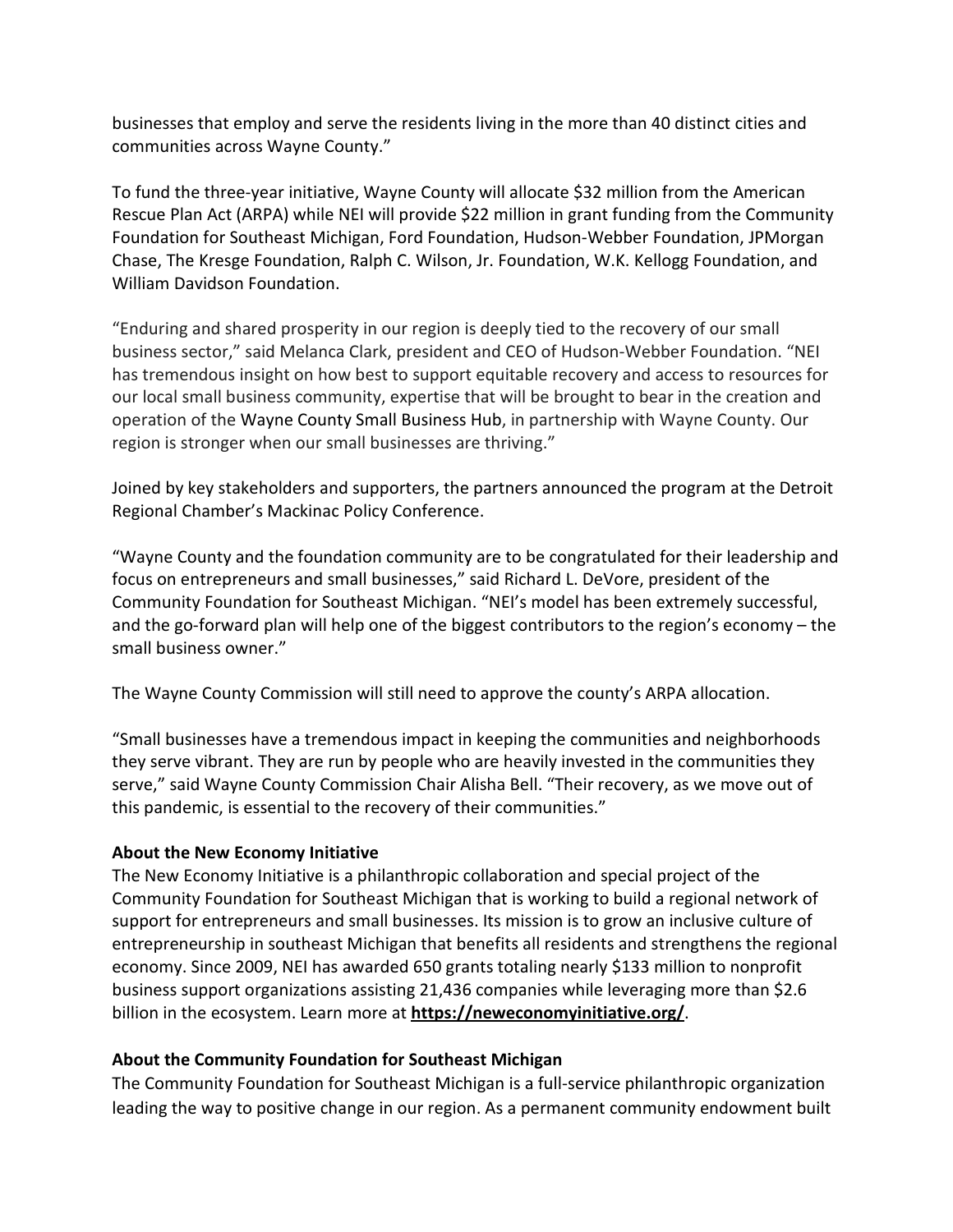businesses that employ and serve the residents living in the more than 40 distinct cities and communities across Wayne County."

To fund the three-year initiative, Wayne County will allocate $32 million from the American Rescue Plan Act (ARPA) while NEI will provide $22 million in grant funding from the Community Foundation for Southeast Michigan, Ford Foundation, Hudson-Webber Foundation, JPMorgan Chase, The Kresge Foundation, Ralph C. Wilson, Jr. Foundation, W.K. Kellogg Foundation, and William Davidson Foundation.

"Enduring and shared prosperity in our region is deeply tied to the recovery of our small business sector," said Melanca Clark, president and CEO of Hudson-Webber Foundation. "NEI has tremendous insight on how best to support equitable recovery and access to resources for our local small business community, expertise that will be brought to bear in the creation and operation of the Wayne County Small Business Hub, in partnership with Wayne County. Our region is stronger when our small businesses are thriving."

Joined by key stakeholders and supporters, the partners announced the program at the Detroit Regional Chamber's Mackinac Policy Conference.

"Wayne County and the foundation community are to be congratulated for their leadership and focus on entrepreneurs and small businesses," said Richard L. DeVore, president of the Community Foundation for Southeast Michigan. "NEI's model has been extremely successful, and the go-forward plan will help one of the biggest contributors to the region's economy – the small business owner."

The Wayne County Commission will still need to approve the county's ARPA allocation.

"Small businesses have a tremendous impact in keeping the communities and neighborhoods they serve vibrant. They are run by people who are heavily invested in the communities they serve," said Wayne County Commission Chair Alisha Bell. "Their recovery, as we move out of this pandemic, is essential to the recovery of their communities."

**About the New Economy Initiative**
The New Economy Initiative is a philanthropic collaboration and special project of the Community Foundation for Southeast Michigan that is working to build a regional network of support for entrepreneurs and small businesses. Its mission is to grow an inclusive culture of entrepreneurship in southeast Michigan that benefits all residents and strengthens the regional economy. Since 2009, NEI has awarded 650 grants totaling nearly $133 million to nonprofit business support organizations assisting 21,436 companies while leveraging more than $2.6 billion in the ecosystem. Learn more at **https://neweconomyinitiative.org/**.

**About the Community Foundation for Southeast Michigan**
The Community Foundation for Southeast Michigan is a full-service philanthropic organization leading the way to positive change in our region. As a permanent community endowment built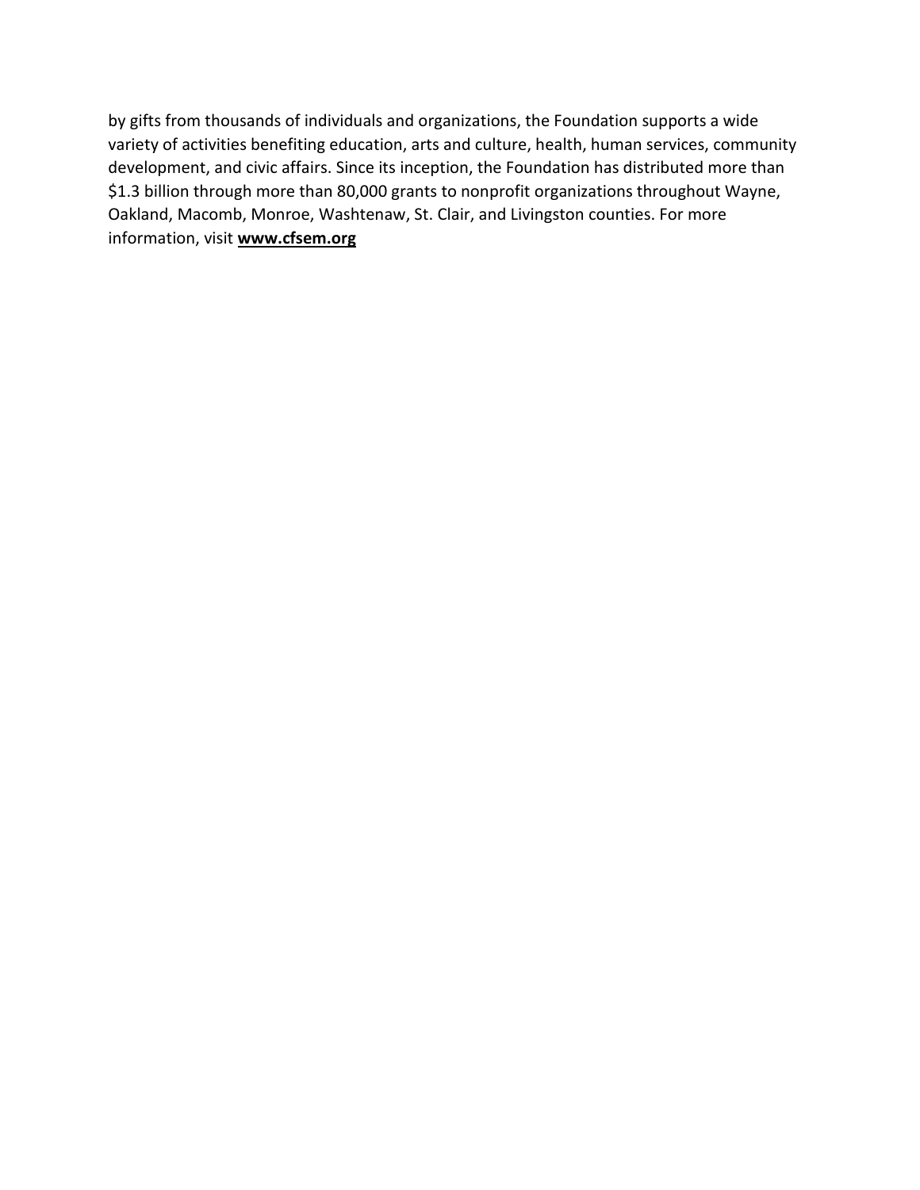by gifts from thousands of individuals and organizations, the Foundation supports a wide variety of activities benefiting education, arts and culture, health, human services, community development, and civic affairs. Since its inception, the Foundation has distributed more than $1.3 billion through more than 80,000 grants to nonprofit organizations throughout Wayne, Oakland, Macomb, Monroe, Washtenaw, St. Clair, and Livingston counties. For more information, visit **www.cfsem.org**